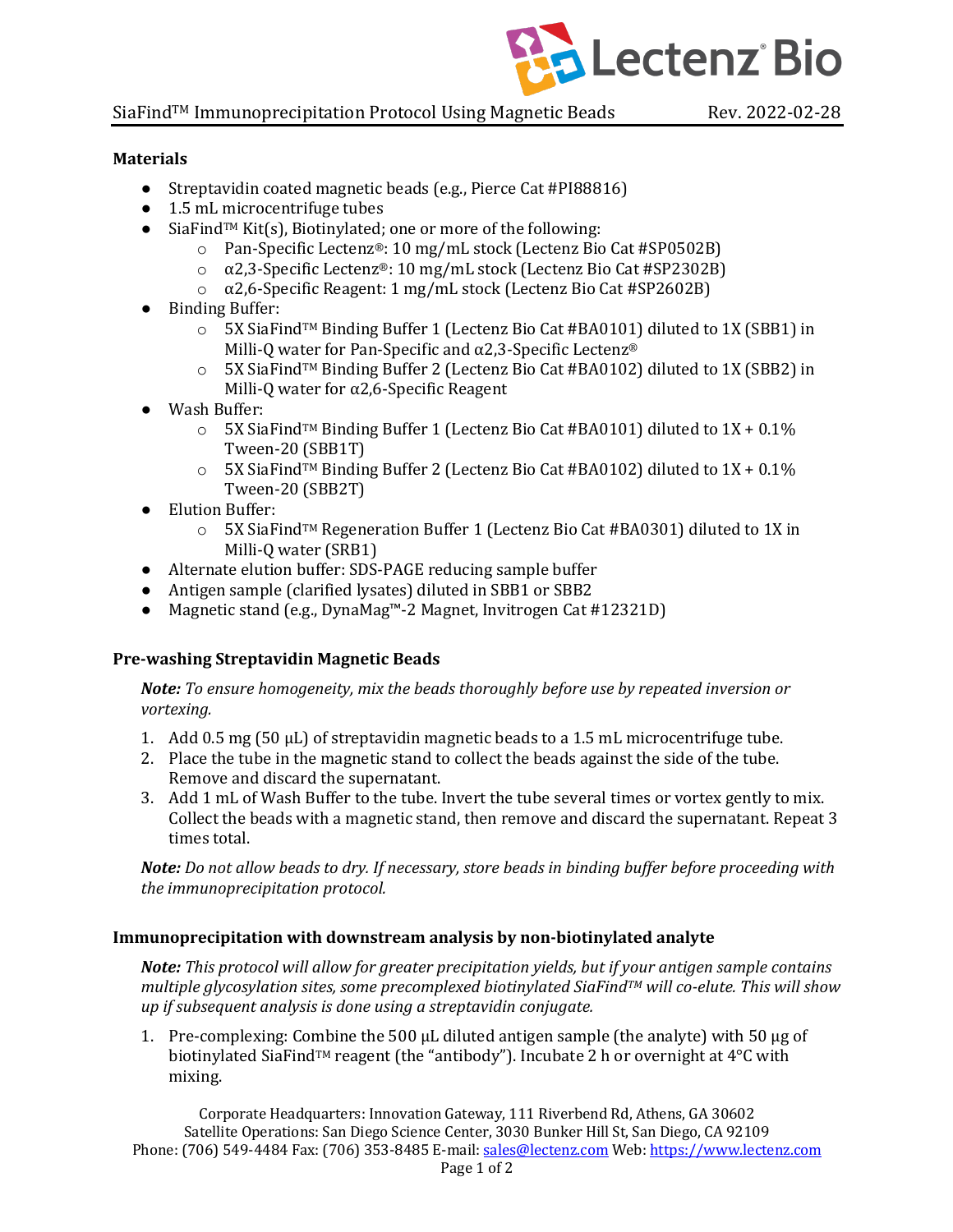# Materials

- Streptavidin coated magnetic beads (e.g., Pierce Cat #PI88816)
- 1.5 mL microcentrifuge tubes
- SiaFind™ Kit(s), Biotinylated; one or more of the following:
  - Pan-Specific Lectenz®: 10 mg/mL stock (Lectenz Bio Cat #SP0502B)
  - α2,3-Specific Lectenz®: 10 mg/mL stock (Lectenz Bio Cat #SP2302B)
  - α2,6-Specific Reagent: 1 mg/mL stock (Lectenz Bio Cat #SP2602B)
- Binding Buffer:
  - 5X SiaFind™ Binding Buffer 1 (Lectenz Bio Cat #BA0101) diluted to 1X (SBB1) in Milli-Q water for Pan-Specific and α2,3-Specific Lectenz®
  - 5X SiaFind™ Binding Buffer 2 (Lectenz Bio Cat #BA0102) diluted to 1X (SBB2) in Milli-Q water for α2,6-Specific Reagent
- Wash Buffer:
  - 5X SiaFind™ Binding Buffer 1 (Lectenz Bio Cat #BA0101) diluted to 1X + 0.1% Tween-20 (SBB1T)
  - 5X SiaFind™ Binding Buffer 2 (Lectenz Bio Cat #BA0102) diluted to 1X + 0.1% Tween-20 (SBB2T)
- Elution Buffer:
  - 5X SiaFind™ Regeneration Buffer 1 (Lectenz Bio Cat #BA0301) diluted to 1X in Milli-Q water (SRB1)
- Alternate elution buffer: SDS-PAGE reducing sample buffer
- Antigen sample (clarified lysates) diluted in SBB1 or SBB2
- Magnetic stand (e.g., DynaMag™-2 Magnet, Invitrogen Cat #12321D)

# Pre-washing Streptavidin Magnetic Beads

***Note:*** *To ensure homogeneity, mix the beads thoroughly before use by repeated inversion or vortexing.*

1. Add 0.5 mg (50 µL) of streptavidin magnetic beads to a 1.5 mL microcentrifuge tube.
2. Place the tube in the magnetic stand to collect the beads against the side of the tube. Remove and discard the supernatant.
3. Add 1 mL of Wash Buffer to the tube. Invert the tube several times or vortex gently to mix. Collect the beads with a magnetic stand, then remove and discard the supernatant. Repeat 3 times total.

***Note:*** *Do not allow beads to dry. If necessary, store beads in binding buffer before proceeding with the immunoprecipitation protocol.*

# Immunoprecipitation with downstream analysis by non-biotinylated analyte

***Note:*** *This protocol will allow for greater precipitation yields, but if your antigen sample contains multiple glycosylation sites, some precomplexed biotinylated SiaFind™ will co-elute. This will show up if subsequent analysis is done using a streptavidin conjugate.*

1. Pre-complexing: Combine the 500 µL diluted antigen sample (the analyte) with 50 µg of biotinylated SiaFind™ reagent (the "antibody"). Incubate 2 h or overnight at 4°C with mixing.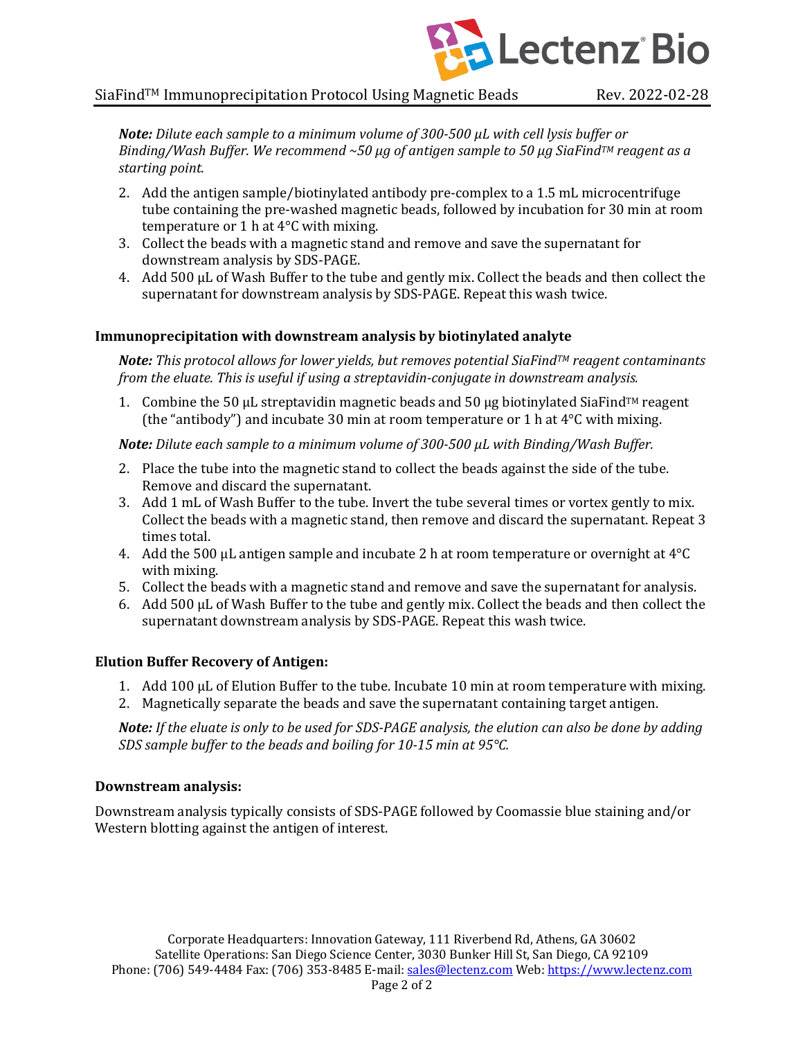*Note:* *Dilute each sample to a minimum volume of 300-500 µL with cell lysis buffer or Binding/Wash Buffer. We recommend ~50 µg of antigen sample to 50 µg SiaFind™ reagent as a starting point.*

2. Add the antigen sample/biotinylated antibody pre-complex to a 1.5 mL microcentrifuge tube containing the pre-washed magnetic beads, followed by incubation for 30 min at room temperature or 1 h at 4°C with mixing.
3. Collect the beads with a magnetic stand and remove and save the supernatant for downstream analysis by SDS-PAGE.
4. Add 500 µL of Wash Buffer to the tube and gently mix. Collect the beads and then collect the supernatant for downstream analysis by SDS-PAGE. Repeat this wash twice.

### Immunoprecipitation with downstream analysis by biotinylated analyte

*Note:* *This protocol allows for lower yields, but removes potential SiaFind™ reagent contaminants from the eluate. This is useful if using a streptavidin-conjugate in downstream analysis.*

1. Combine the 50 µL streptavidin magnetic beads and 50 µg biotinylated SiaFind™ reagent (the "antibody") and incubate 30 min at room temperature or 1 h at 4°C with mixing.

*Note:* *Dilute each sample to a minimum volume of 300-500 µL with Binding/Wash Buffer.*

2. Place the tube into the magnetic stand to collect the beads against the side of the tube. Remove and discard the supernatant.
3. Add 1 mL of Wash Buffer to the tube. Invert the tube several times or vortex gently to mix. Collect the beads with a magnetic stand, then remove and discard the supernatant. Repeat 3 times total.
4. Add the 500 µL antigen sample and incubate 2 h at room temperature or overnight at 4°C with mixing.
5. Collect the beads with a magnetic stand and remove and save the supernatant for analysis.
6. Add 500 µL of Wash Buffer to the tube and gently mix. Collect the beads and then collect the supernatant downstream analysis by SDS-PAGE. Repeat this wash twice.

### Elution Buffer Recovery of Antigen:

1. Add 100 µL of Elution Buffer to the tube. Incubate 10 min at room temperature with mixing.
2. Magnetically separate the beads and save the supernatant containing target antigen.

*Note:* *If the eluate is only to be used for SDS-PAGE analysis, the elution can also be done by adding SDS sample buffer to the beads and boiling for 10-15 min at 95°C.*

### Downstream analysis:

Downstream analysis typically consists of SDS-PAGE followed by Coomassie blue staining and/or Western blotting against the antigen of interest.

Corporate Headquarters: Innovation Gateway, 111 Riverbend Rd, Athens, GA 30602
Satellite Operations: San Diego Science Center, 3030 Bunker Hill St, San Diego, CA 92109
Phone: (706) 549-4484 Fax: (706) 353-8485 E-mail: sales@lectenz.com Web: https://www.lectenz.com